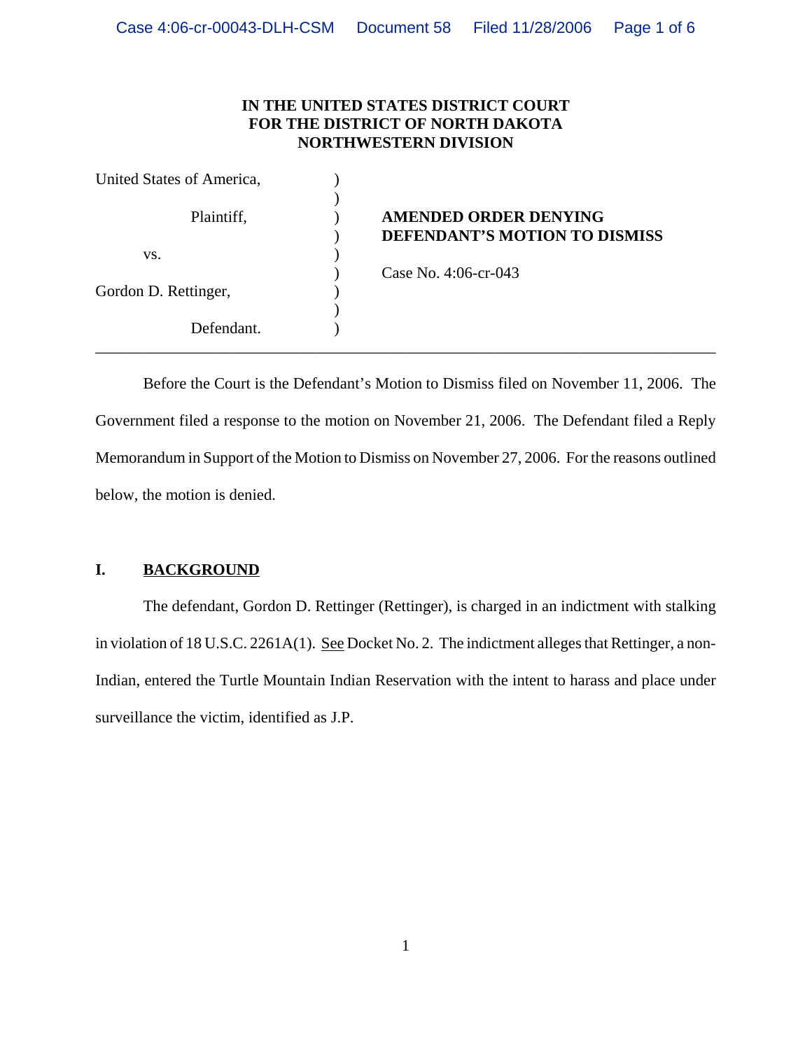**IN THE UNITED STATES DISTRICT COURT**
**FOR THE DISTRICT OF NORTH DAKOTA**
**NORTHWESTERN DIVISION**

| | | |
|---|---|---|
| United States of America, | ) | |
| | ) | |
| Plaintiff, | ) | **AMENDED ORDER DENYING DEFENDANT'S MOTION TO DISMISS** |
| | ) | |
| vs. | ) | |
| | ) | Case No. 4:06-cr-043 |
| Gordon D. Rettinger, | ) | |
| | ) | |
| Defendant. | ) | |

---

Before the Court is the Defendant's Motion to Dismiss filed on November 11, 2006. The Government filed a response to the motion on November 21, 2006. The Defendant filed a Reply Memorandum in Support of the Motion to Dismiss on November 27, 2006. For the reasons outlined below, the motion is denied.

## I. BACKGROUND

The defendant, Gordon D. Rettinger (Rettinger), is charged in an indictment with stalking in violation of 18 U.S.C. 2261A(1). See Docket No. 2. The indictment alleges that Rettinger, a non-Indian, entered the Turtle Mountain Indian Reservation with the intent to harass and place under surveillance the victim, identified as J.P.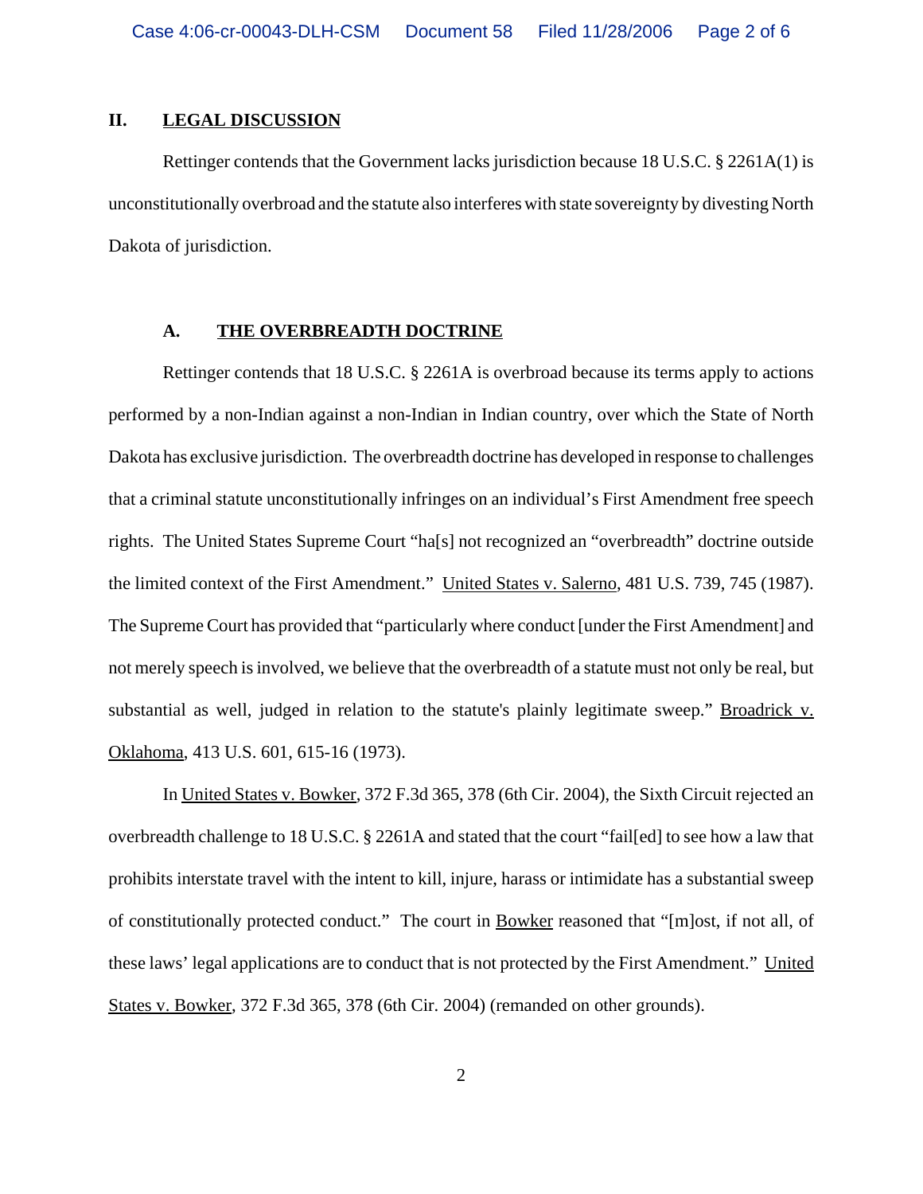## II. LEGAL DISCUSSION

Rettinger contends that the Government lacks jurisdiction because 18 U.S.C. § 2261A(1) is unconstitutionally overbroad and the statute also interferes with state sovereignty by divesting North Dakota of jurisdiction.

### A. THE OVERBREADTH DOCTRINE

Rettinger contends that 18 U.S.C. § 2261A is overbroad because its terms apply to actions performed by a non-Indian against a non-Indian in Indian country, over which the State of North Dakota has exclusive jurisdiction. The overbreadth doctrine has developed in response to challenges that a criminal statute unconstitutionally infringes on an individual's First Amendment free speech rights. The United States Supreme Court "ha[s] not recognized an "overbreadth" doctrine outside the limited context of the First Amendment." United States v. Salerno, 481 U.S. 739, 745 (1987). The Supreme Court has provided that "particularly where conduct [under the First Amendment] and not merely speech is involved, we believe that the overbreadth of a statute must not only be real, but substantial as well, judged in relation to the statute's plainly legitimate sweep." Broadrick v. Oklahoma, 413 U.S. 601, 615-16 (1973).

In United States v. Bowker, 372 F.3d 365, 378 (6th Cir. 2004), the Sixth Circuit rejected an overbreadth challenge to 18 U.S.C. § 2261A and stated that the court "fail[ed] to see how a law that prohibits interstate travel with the intent to kill, injure, harass or intimidate has a substantial sweep of constitutionally protected conduct." The court in Bowker reasoned that "[m]ost, if not all, of these laws' legal applications are to conduct that is not protected by the First Amendment." United States v. Bowker, 372 F.3d 365, 378 (6th Cir. 2004) (remanded on other grounds).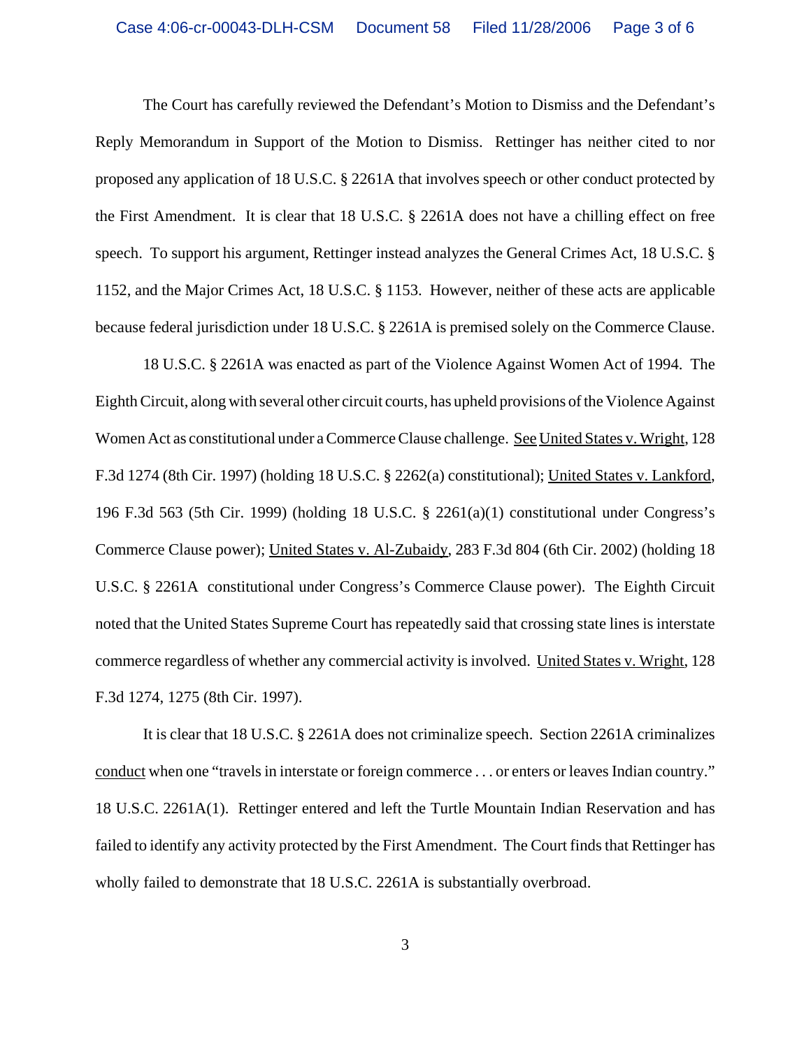The Court has carefully reviewed the Defendant's Motion to Dismiss and the Defendant's Reply Memorandum in Support of the Motion to Dismiss. Rettinger has neither cited to nor proposed any application of 18 U.S.C. § 2261A that involves speech or other conduct protected by the First Amendment. It is clear that 18 U.S.C. § 2261A does not have a chilling effect on free speech. To support his argument, Rettinger instead analyzes the General Crimes Act, 18 U.S.C. § 1152, and the Major Crimes Act, 18 U.S.C. § 1153. However, neither of these acts are applicable because federal jurisdiction under 18 U.S.C. § 2261A is premised solely on the Commerce Clause.

18 U.S.C. § 2261A was enacted as part of the Violence Against Women Act of 1994. The Eighth Circuit, along with several other circuit courts, has upheld provisions of the Violence Against Women Act as constitutional under a Commerce Clause challenge. See United States v. Wright, 128 F.3d 1274 (8th Cir. 1997) (holding 18 U.S.C. § 2262(a) constitutional); United States v. Lankford, 196 F.3d 563 (5th Cir. 1999) (holding 18 U.S.C. § 2261(a)(1) constitutional under Congress's Commerce Clause power); United States v. Al-Zubaidy, 283 F.3d 804 (6th Cir. 2002) (holding 18 U.S.C. § 2261A constitutional under Congress's Commerce Clause power). The Eighth Circuit noted that the United States Supreme Court has repeatedly said that crossing state lines is interstate commerce regardless of whether any commercial activity is involved. United States v. Wright, 128 F.3d 1274, 1275 (8th Cir. 1997).

It is clear that 18 U.S.C. § 2261A does not criminalize speech. Section 2261A criminalizes conduct when one "travels in interstate or foreign commerce . . . or enters or leaves Indian country." 18 U.S.C. 2261A(1). Rettinger entered and left the Turtle Mountain Indian Reservation and has failed to identify any activity protected by the First Amendment. The Court finds that Rettinger has wholly failed to demonstrate that 18 U.S.C. 2261A is substantially overbroad.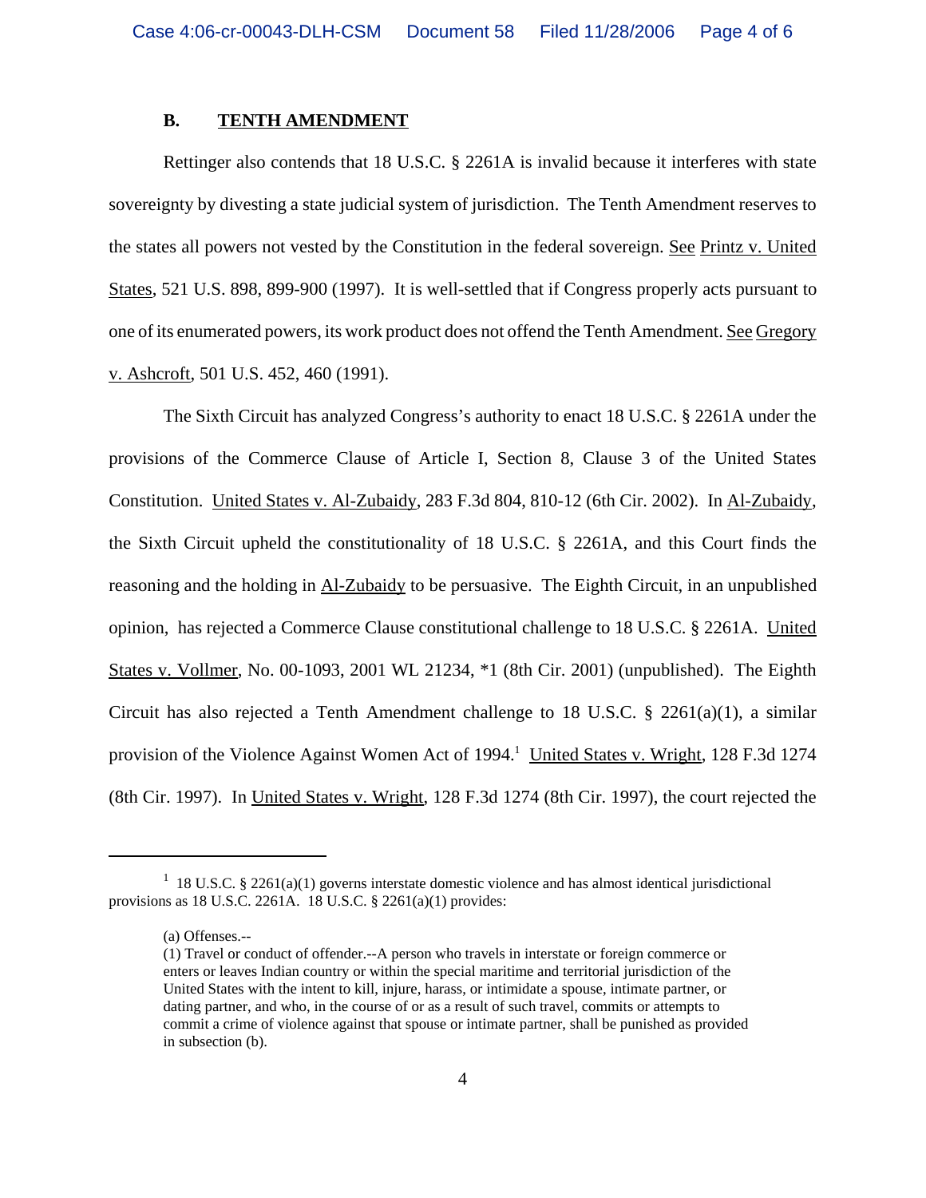### B. TENTH AMENDMENT

Rettinger also contends that 18 U.S.C. § 2261A is invalid because it interferes with state sovereignty by divesting a state judicial system of jurisdiction. The Tenth Amendment reserves to the states all powers not vested by the Constitution in the federal sovereign. See Printz v. United States, 521 U.S. 898, 899-900 (1997). It is well-settled that if Congress properly acts pursuant to one of its enumerated powers, its work product does not offend the Tenth Amendment. See Gregory v. Ashcroft, 501 U.S. 452, 460 (1991).

The Sixth Circuit has analyzed Congress's authority to enact 18 U.S.C. § 2261A under the provisions of the Commerce Clause of Article I, Section 8, Clause 3 of the United States Constitution. United States v. Al-Zubaidy, 283 F.3d 804, 810-12 (6th Cir. 2002). In Al-Zubaidy, the Sixth Circuit upheld the constitutionality of 18 U.S.C. § 2261A, and this Court finds the reasoning and the holding in Al-Zubaidy to be persuasive. The Eighth Circuit, in an unpublished opinion, has rejected a Commerce Clause constitutional challenge to 18 U.S.C. § 2261A. United States v. Vollmer, No. 00-1093, 2001 WL 21234, *1 (8th Cir. 2001) (unpublished). The Eighth Circuit has also rejected a Tenth Amendment challenge to 18 U.S.C. § 2261(a)(1), a similar provision of the Violence Against Women Act of 1994.[1] United States v. Wright, 128 F.3d 1274 (8th Cir. 1997). In United States v. Wright, 128 F.3d 1274 (8th Cir. 1997), the court rejected the

---

[1] 18 U.S.C. § 2261(a)(1) governs interstate domestic violence and has almost identical jurisdictional provisions as 18 U.S.C. 2261A. 18 U.S.C. § 2261(a)(1) provides:

> (a) Offenses.--
> (1) Travel or conduct of offender.--A person who travels in interstate or foreign commerce or enters or leaves Indian country or within the special maritime and territorial jurisdiction of the United States with the intent to kill, injure, harass, or intimidate a spouse, intimate partner, or dating partner, and who, in the course of or as a result of such travel, commits or attempts to commit a crime of violence against that spouse or intimate partner, shall be punished as provided in subsection (b).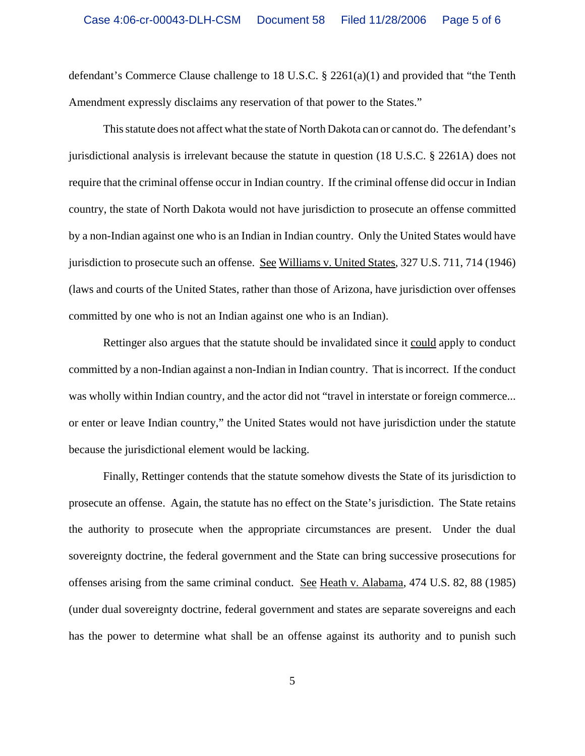defendant's Commerce Clause challenge to 18 U.S.C. § 2261(a)(1) and provided that "the Tenth Amendment expressly disclaims any reservation of that power to the States."

This statute does not affect what the state of North Dakota can or cannot do. The defendant's jurisdictional analysis is irrelevant because the statute in question (18 U.S.C. § 2261A) does not require that the criminal offense occur in Indian country. If the criminal offense did occur in Indian country, the state of North Dakota would not have jurisdiction to prosecute an offense committed by a non-Indian against one who is an Indian in Indian country. Only the United States would have jurisdiction to prosecute such an offense. See Williams v. United States, 327 U.S. 711, 714 (1946) (laws and courts of the United States, rather than those of Arizona, have jurisdiction over offenses committed by one who is not an Indian against one who is an Indian).

Rettinger also argues that the statute should be invalidated since it could apply to conduct committed by a non-Indian against a non-Indian in Indian country. That is incorrect. If the conduct was wholly within Indian country, and the actor did not "travel in interstate or foreign commerce... or enter or leave Indian country," the United States would not have jurisdiction under the statute because the jurisdictional element would be lacking.

Finally, Rettinger contends that the statute somehow divests the State of its jurisdiction to prosecute an offense. Again, the statute has no effect on the State's jurisdiction. The State retains the authority to prosecute when the appropriate circumstances are present. Under the dual sovereignty doctrine, the federal government and the State can bring successive prosecutions for offenses arising from the same criminal conduct. See Heath v. Alabama, 474 U.S. 82, 88 (1985) (under dual sovereignty doctrine, federal government and states are separate sovereigns and each has the power to determine what shall be an offense against its authority and to punish such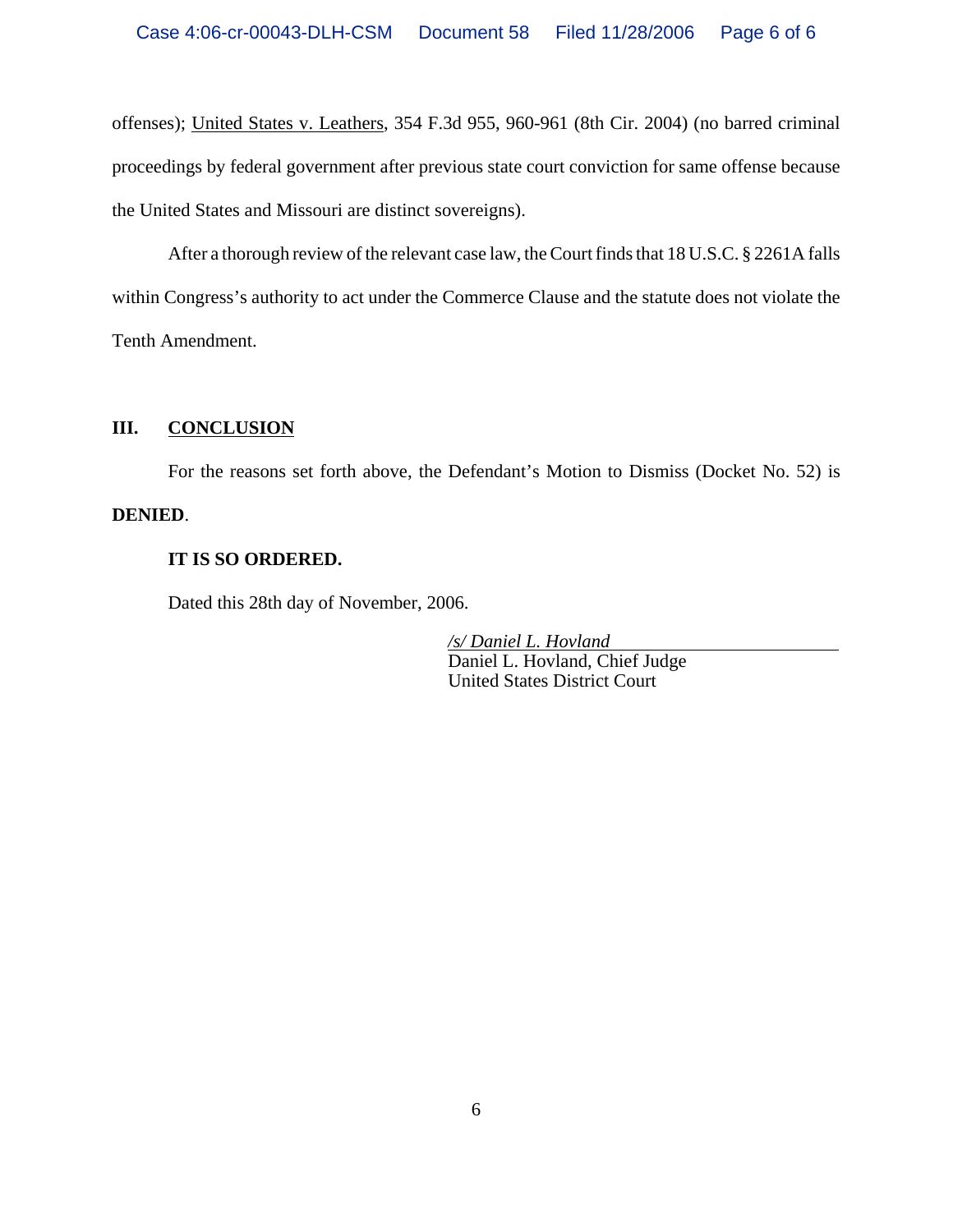offenses); United States v. Leathers, 354 F.3d 955, 960-961 (8th Cir. 2004) (no barred criminal proceedings by federal government after previous state court conviction for same offense because the United States and Missouri are distinct sovereigns).

After a thorough review of the relevant case law, the Court finds that 18 U.S.C. § 2261A falls within Congress's authority to act under the Commerce Clause and the statute does not violate the Tenth Amendment.

## III. CONCLUSION

For the reasons set forth above, the Defendant's Motion to Dismiss (Docket No. 52) is **DENIED**.

**IT IS SO ORDERED.**

Dated this 28th day of November, 2006.

*/s/ Daniel L. Hovland*
Daniel L. Hovland, Chief Judge
United States District Court